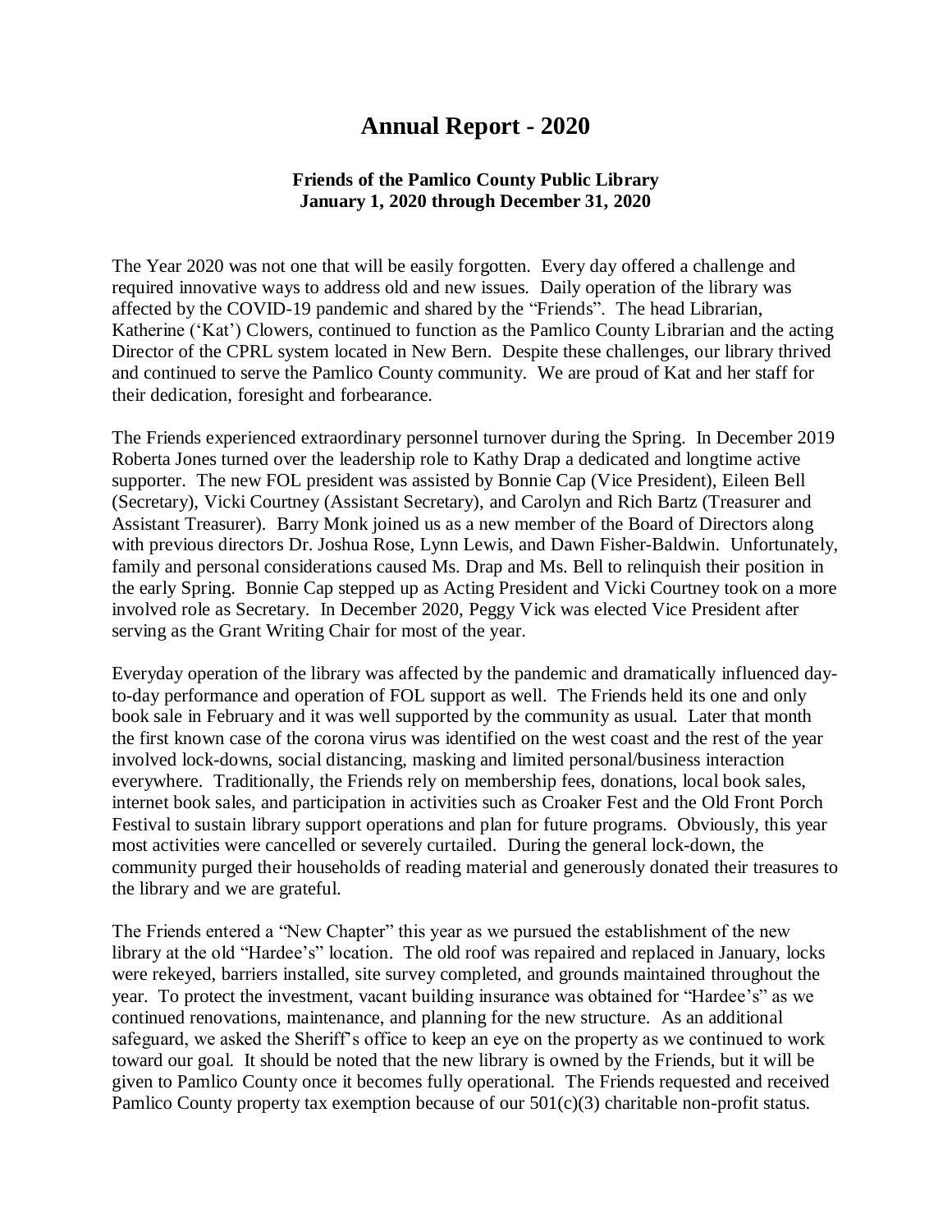# Annual Report - 2020

### Friends of the Pamlico County Public Library
### January 1, 2020 through December 31, 2020

The Year 2020 was not one that will be easily forgotten. Every day offered a challenge and required innovative ways to address old and new issues. Daily operation of the library was affected by the COVID-19 pandemic and shared by the "Friends". The head Librarian, Katherine ('Kat') Clowers, continued to function as the Pamlico County Librarian and the acting Director of the CPRL system located in New Bern. Despite these challenges, our library thrived and continued to serve the Pamlico County community. We are proud of Kat and her staff for their dedication, foresight and forbearance.

The Friends experienced extraordinary personnel turnover during the Spring. In December 2019 Roberta Jones turned over the leadership role to Kathy Drap a dedicated and longtime active supporter. The new FOL president was assisted by Bonnie Cap (Vice President), Eileen Bell (Secretary), Vicki Courtney (Assistant Secretary), and Carolyn and Rich Bartz (Treasurer and Assistant Treasurer). Barry Monk joined us as a new member of the Board of Directors along with previous directors Dr. Joshua Rose, Lynn Lewis, and Dawn Fisher-Baldwin. Unfortunately, family and personal considerations caused Ms. Drap and Ms. Bell to relinquish their position in the early Spring. Bonnie Cap stepped up as Acting President and Vicki Courtney took on a more involved role as Secretary. In December 2020, Peggy Vick was elected Vice President after serving as the Grant Writing Chair for most of the year.

Everyday operation of the library was affected by the pandemic and dramatically influenced day-to-day performance and operation of FOL support as well. The Friends held its one and only book sale in February and it was well supported by the community as usual. Later that month the first known case of the corona virus was identified on the west coast and the rest of the year involved lock-downs, social distancing, masking and limited personal/business interaction everywhere. Traditionally, the Friends rely on membership fees, donations, local book sales, internet book sales, and participation in activities such as Croaker Fest and the Old Front Porch Festival to sustain library support operations and plan for future programs. Obviously, this year most activities were cancelled or severely curtailed. During the general lock-down, the community purged their households of reading material and generously donated their treasures to the library and we are grateful.

The Friends entered a "New Chapter" this year as we pursued the establishment of the new library at the old "Hardee's" location. The old roof was repaired and replaced in January, locks were rekeyed, barriers installed, site survey completed, and grounds maintained throughout the year. To protect the investment, vacant building insurance was obtained for "Hardee's" as we continued renovations, maintenance, and planning for the new structure. As an additional safeguard, we asked the Sheriff's office to keep an eye on the property as we continued to work toward our goal. It should be noted that the new library is owned by the Friends, but it will be given to Pamlico County once it becomes fully operational. The Friends requested and received Pamlico County property tax exemption because of our 501(c)(3) charitable non-profit status.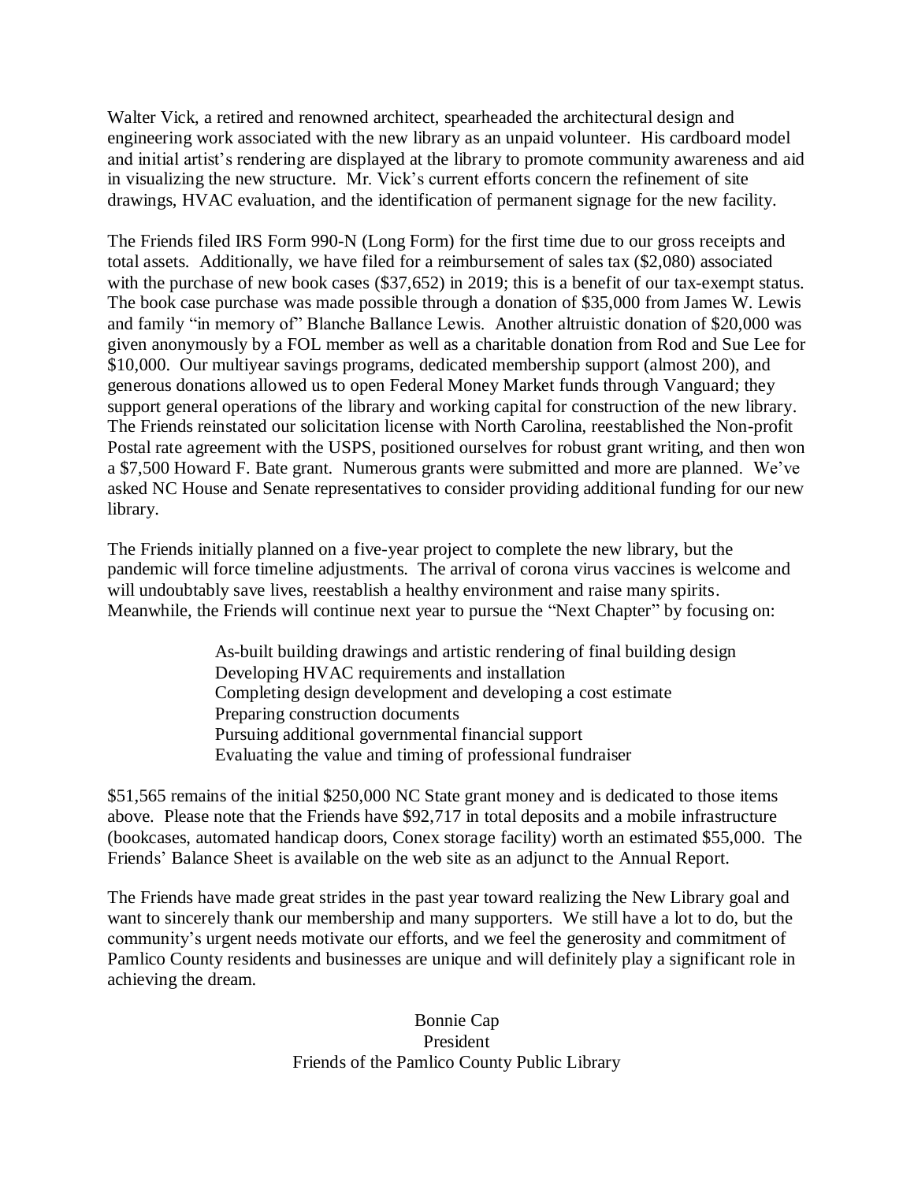Walter Vick, a retired and renowned architect, spearheaded the architectural design and engineering work associated with the new library as an unpaid volunteer. His cardboard model and initial artist's rendering are displayed at the library to promote community awareness and aid in visualizing the new structure. Mr. Vick's current efforts concern the refinement of site drawings, HVAC evaluation, and the identification of permanent signage for the new facility.

The Friends filed IRS Form 990-N (Long Form) for the first time due to our gross receipts and total assets. Additionally, we have filed for a reimbursement of sales tax ($2,080) associated with the purchase of new book cases ($37,652) in 2019; this is a benefit of our tax-exempt status. The book case purchase was made possible through a donation of $35,000 from James W. Lewis and family "in memory of" Blanche Ballance Lewis. Another altruistic donation of $20,000 was given anonymously by a FOL member as well as a charitable donation from Rod and Sue Lee for $10,000. Our multiyear savings programs, dedicated membership support (almost 200), and generous donations allowed us to open Federal Money Market funds through Vanguard; they support general operations of the library and working capital for construction of the new library. The Friends reinstated our solicitation license with North Carolina, reestablished the Non-profit Postal rate agreement with the USPS, positioned ourselves for robust grant writing, and then won a $7,500 Howard F. Bate grant. Numerous grants were submitted and more are planned. We've asked NC House and Senate representatives to consider providing additional funding for our new library.

The Friends initially planned on a five-year project to complete the new library, but the pandemic will force timeline adjustments. The arrival of corona virus vaccines is welcome and will undoubtably save lives, reestablish a healthy environment and raise many spirits. Meanwhile, the Friends will continue next year to pursue the "Next Chapter" by focusing on:

- As-built building drawings and artistic rendering of final building design
- Developing HVAC requirements and installation
- Completing design development and developing a cost estimate
- Preparing construction documents
- Pursuing additional governmental financial support
- Evaluating the value and timing of professional fundraiser

$51,565 remains of the initial $250,000 NC State grant money and is dedicated to those items above. Please note that the Friends have $92,717 in total deposits and a mobile infrastructure (bookcases, automated handicap doors, Conex storage facility) worth an estimated $55,000. The Friends' Balance Sheet is available on the web site as an adjunct to the Annual Report.

The Friends have made great strides in the past year toward realizing the New Library goal and want to sincerely thank our membership and many supporters. We still have a lot to do, but the community's urgent needs motivate our efforts, and we feel the generosity and commitment of Pamlico County residents and businesses are unique and will definitely play a significant role in achieving the dream.

Bonnie Cap
President
Friends of the Pamlico County Public Library